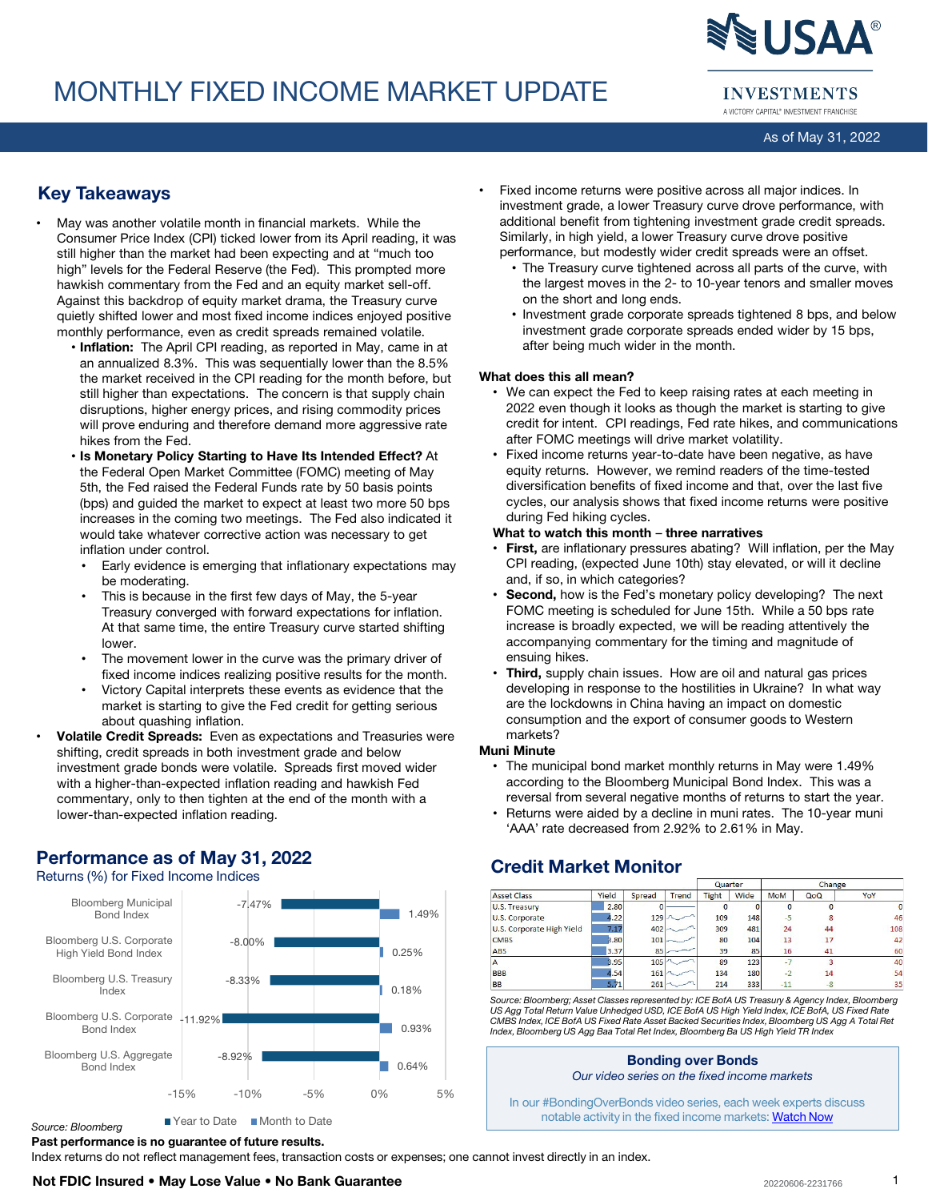# MONTHLY FIXED INCOME MARKET UPDATE

USAA INVESTMENTS
A VICTORY CAPITAL® INVESTMENT FRANCHISE

As of May 31, 2022

## Key Takeaways

- May was another volatile month in financial markets. While the Consumer Price Index (CPI) ticked lower from its April reading, it was still higher than the market had been expecting and at "much too high" levels for the Federal Reserve (the Fed). This prompted more hawkish commentary from the Fed and an equity market sell-off. Against this backdrop of equity market drama, the Treasury curve quietly shifted lower and most fixed income indices enjoyed positive monthly performance, even as credit spreads remained volatile.
  - **Inflation:** The April CPI reading, as reported in May, came in at an annualized 8.3%. This was sequentially lower than the 8.5% the market received in the CPI reading for the month before, but still higher than expectations. The concern is that supply chain disruptions, higher energy prices, and rising commodity prices will prove enduring and therefore demand more aggressive rate hikes from the Fed.
  - **Is Monetary Policy Starting to Have Its Intended Effect?** At the Federal Open Market Committee (FOMC) meeting of May 5th, the Fed raised the Federal Funds rate by 50 basis points (bps) and guided the market to expect at least two more 50 bps increases in the coming two meetings. The Fed also indicated it would take whatever corrective action was necessary to get inflation under control.
    - Early evidence is emerging that inflationary expectations may be moderating.
    - This is because in the first few days of May, the 5-year Treasury converged with forward expectations for inflation. At that same time, the entire Treasury curve started shifting lower.
    - The movement lower in the curve was the primary driver of fixed income indices realizing positive results for the month.
    - Victory Capital interprets these events as evidence that the market is starting to give the Fed credit for getting serious about quashing inflation.
- **Volatile Credit Spreads:** Even as expectations and Treasuries were shifting, credit spreads in both investment grade and below investment grade bonds were volatile. Spreads first moved wider with a higher-than-expected inflation reading and hawkish Fed commentary, only to then tighten at the end of the month with a lower-than-expected inflation reading.
- Fixed income returns were positive across all major indices. In investment grade, a lower Treasury curve drove performance, with additional benefit from tightening investment grade credit spreads. Similarly, in high yield, a lower Treasury curve drove positive performance, but modestly wider credit spreads were an offset.
  - The Treasury curve tightened across all parts of the curve, with the largest moves in the 2- to 10-year tenors and smaller moves on the short and long ends.
  - Investment grade corporate spreads tightened 8 bps, and below investment grade corporate spreads ended wider by 15 bps, after being much wider in the month.

### What does this all mean?

- We can expect the Fed to keep raising rates at each meeting in 2022 even though it looks as though the market is starting to give credit for intent. CPI readings, Fed rate hikes, and communications after FOMC meetings will drive market volatility.
- Fixed income returns year-to-date have been negative, as have equity returns. However, we remind readers of the time-tested diversification benefits of fixed income and that, over the last five cycles, our analysis shows that fixed income returns were positive during Fed hiking cycles.

### What to watch this month – three narratives

- **First,** are inflationary pressures abating? Will inflation, per the May CPI reading, (expected June 10th) stay elevated, or will it decline and, if so, in which categories?
- **Second,** how is the Fed's monetary policy developing? The next FOMC meeting is scheduled for June 15th. While a 50 bps rate increase is broadly expected, we will be reading attentively the accompanying commentary for the timing and magnitude of ensuing hikes.
- **Third,** supply chain issues. How are oil and natural gas prices developing in response to the hostilities in Ukraine? In what way are the lockdowns in China having an impact on domestic consumption and the export of consumer goods to Western markets?

### Muni Minute

- The municipal bond market monthly returns in May were 1.49% according to the Bloomberg Municipal Bond Index. This was a reversal from several negative months of returns to start the year.
- Returns were aided by a decline in muni rates. The 10-year muni 'AAA' rate decreased from 2.92% to 2.61% in May.

## Performance as of May 31, 2022

Returns (%) for Fixed Income Indices

| Index | Year to Date | Month to Date |
|---|---|---|
| Bloomberg Municipal Bond Index | -7.47% | 1.49% |
| Bloomberg U.S. Corporate High Yield Bond Index | -8.00% | 0.25% |
| Bloomberg U.S. Treasury Index | -8.33% | 0.18% |
| Bloomberg U.S. Corporate Bond Index | -11.92% | 0.93% |
| Bloomberg U.S. Aggregate Bond Index | -8.92% | 0.64% |

Source: Bloomberg

## Credit Market Monitor

| Asset Class | Yield | Spread | Trend | Quarter Tight | Quarter Wide | Change MoM | Change QoQ | Change YoY |
|---|---|---|---|---|---|---|---|---|
| U.S. Treasury | 2.80 | 0 | | 0 | 0 | 0 | 0 | 0 |
| U.S. Corporate | 4.22 | 129 | | 109 | 148 | -5 | 8 | 46 |
| U.S. Corporate High Yield | 7.17 | 402 | | 309 | 481 | 24 | 44 | 108 |
| CMBS | 3.80 | 101 | | 80 | 104 | 13 | 17 | 42 |
| ABS | 3.37 | 85 | | 39 | 85 | 16 | 41 | 60 |
| A | 3.95 | 105 | | 89 | 123 | -7 | 3 | 40 |
| BBB | 4.54 | 161 | | 134 | 180 | -2 | 14 | 54 |
| BB | 5.71 | 261 | | 214 | 333 | -11 | -8 | 35 |

*Source: Bloomberg; Asset Classes represented by: ICE BofA US Treasury & Agency Index, Bloomberg US Agg Total Return Value Unhedged USD, ICE BofA US High Yield Index, ICE BofA, US Fixed Rate CMBS Index, ICE BofA US Fixed Rate Asset Backed Securities Index, Bloomberg US Agg A Total Ret Index, Bloomberg US Agg Baa Total Ret Index, Bloomberg Ba US High Yield TR Index*

**Bonding over Bonds**
*Our video series on the fixed income markets*

In our #BondingOverBonds video series, each week experts discuss notable activity in the fixed income markets: Watch Now

**Past performance is no guarantee of future results.**
Index returns do not reflect management fees, transaction costs or expenses; one cannot invest directly in an index.

**Not FDIC Insured • May Lose Value • No Bank Guarantee**

20220606-2231766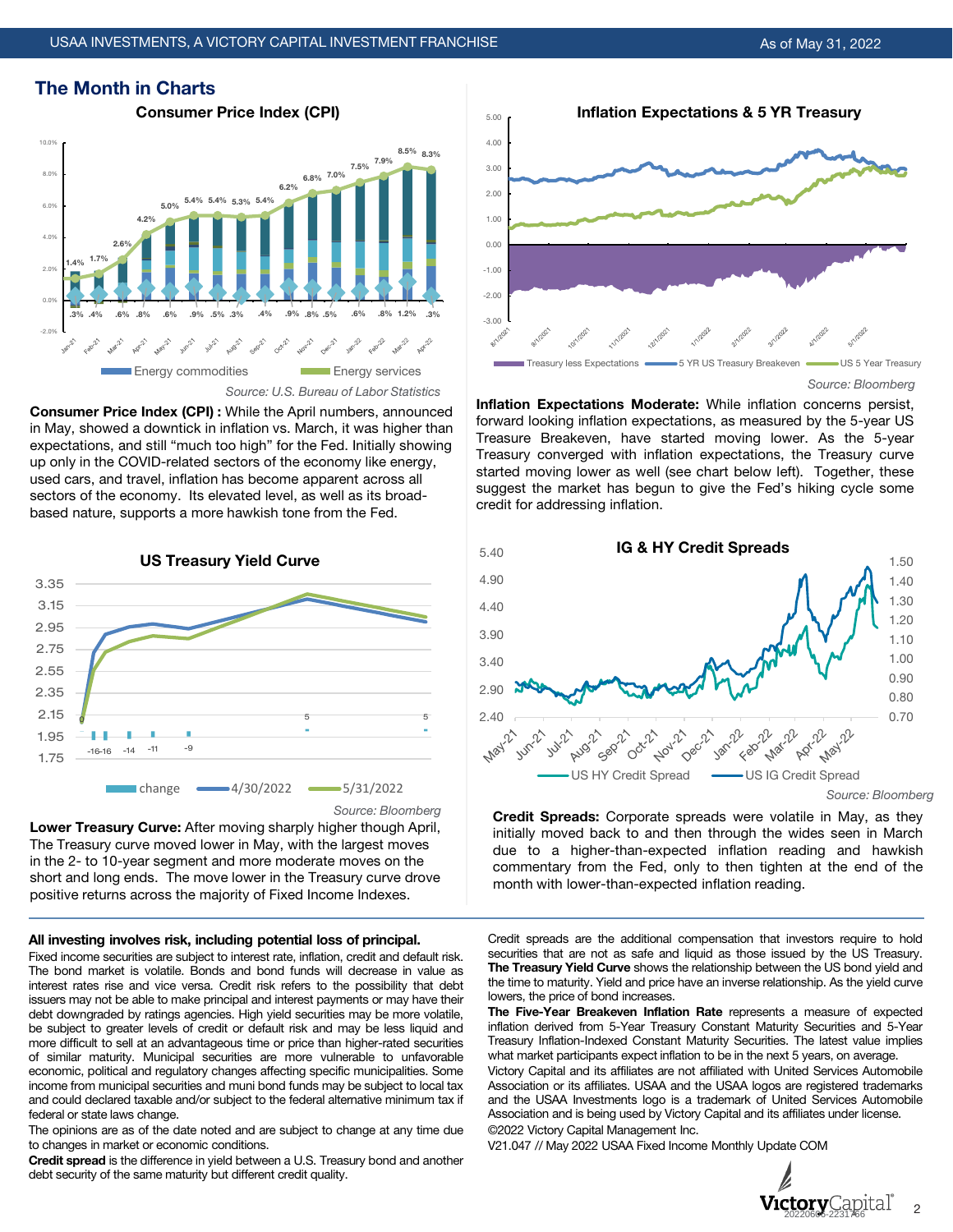## The Month in Charts

### Consumer Price Index (CPI)

10.0%
8.0%
6.0%
4.0%
2.0%
0.0%
-2.0%

1.4% 1.7% 2.6% 4.2% 5.0% 5.4% 5.4% 5.3% 5.4% 6.2% 6.8% 7.0% 7.5% 7.9% 8.5% 8.3%

.3% .4% .6% .8% .6% .9% .5% .3% .4% .9% .8% .5% .6% .8% 1.2% .3%

Jan-21 Feb-21 Mar-21 Apr-21 May-21 Jun-21 Jul-21 Aug-21 Sep-21 Oct-21 Nov-21 Dec-21 Jan-22 Feb-22 Mar-22 Apr-22

Energy commodities
Energy services

*Source: U.S. Bureau of Labor Statistics*

**Consumer Price Index (CPI) :** While the April numbers, announced in May, showed a downtick in inflation vs. March, it was higher than expectations, and still "much too high" for the Fed. Initially showing up only in the COVID-related sectors of the economy like energy, used cars, and travel, inflation has become apparent across all sectors of the economy. Its elevated level, as well as its broad-based nature, supports a more hawkish tone from the Fed.

### Inflation Expectations & 5 YR Treasury

5.00
4.00
3.00
2.00
1.00
0.00
-1.00
-2.00
-3.00

8/1/2021 9/1/2021 10/1/2021 11/1/2021 12/1/2021 1/1/2022 2/1/2022 3/1/2022 4/1/2022 5/1/2022

Treasury less Expectations
5 YR US Treasury Breakeven
US 5 Year Treasury

*Source: Bloomberg*

**Inflation Expectations Moderate:** While inflation concerns persist, forward looking inflation expectations, as measured by the 5-year US Treasure Breakeven, have started moving lower. As the 5-year Treasury converged with inflation expectations, the Treasury curve started moving lower as well (see chart below left). Together, these suggest the market has begun to give the Fed's hiking cycle some credit for addressing inflation.

### US Treasury Yield Curve

3.35
3.15
2.95
2.75
2.55
2.35
2.15
1.95
1.75

0
-16 -16 -14 -11 -9
5 5

change
4/30/2022
5/31/2022

*Source: Bloomberg*

**Lower Treasury Curve:** After moving sharply higher though April, The Treasury curve moved lower in May, with the largest moves in the 2- to 10-year segment and more moderate moves on the short and long ends. The move lower in the Treasury curve drove positive returns across the majority of Fixed Income Indexes.

### IG & HY Credit Spreads

5.40
4.90
4.40
3.90
3.40
2.90
2.40

1.50
1.40
1.30
1.20
1.10
1.00
0.90
0.80
0.70

May-21 Jun-21 Jul-21 Aug-21 Sep-21 Oct-21 Nov-21 Dec-21 Jan-22 Feb-22 Mar-22 Apr-22 May-22

US HY Credit Spread
US IG Credit Spread

*Source: Bloomberg*

**Credit Spreads:** Corporate spreads were volatile in May, as they initially moved back to and then through the wides seen in March due to a higher-than-expected inflation reading and hawkish commentary from the Fed, only to then tighten at the end of the month with lower-than-expected inflation reading.

---

**All investing involves risk, including potential loss of principal.**

Fixed income securities are subject to interest rate, inflation, credit and default risk. The bond market is volatile. Bonds and bond funds will decrease in value as interest rates rise and vice versa. Credit risk refers to the possibility that debt issuers may not be able to make principal and interest payments or may have their debt downgraded by ratings agencies. High yield securities may be more volatile, be subject to greater levels of credit or default risk and may be less liquid and more difficult to sell at an advantageous time or price than higher-rated securities of similar maturity. Municipal securities are more vulnerable to unfavorable economic, political and regulatory changes affecting specific municipalities. Some income from municipal securities and muni bond funds may be subject to local tax and could declared taxable and/or subject to the federal alternative minimum tax if federal or state laws change.

The opinions are as of the date noted and are subject to change at any time due to changes in market or economic conditions.

**Credit spread** is the difference in yield between a U.S. Treasury bond and another debt security of the same maturity but different credit quality.

Credit spreads are the additional compensation that investors require to hold securities that are not as safe and liquid as those issued by the US Treasury.

**The Treasury Yield Curve** shows the relationship between the US bond yield and the time to maturity. Yield and price have an inverse relationship. As the yield curve lowers, the price of bond increases.

**The Five-Year Breakeven Inflation Rate** represents a measure of expected inflation derived from 5-Year Treasury Constant Maturity Securities and 5-Year Treasury Inflation-Indexed Constant Maturity Securities. The latest value implies what market participants expect inflation to be in the next 5 years, on average.

Victory Capital and its affiliates are not affiliated with United Services Automobile Association or its affiliates. USAA and the USAA logos are registered trademarks and the USAA Investments logo is a trademark of United Services Automobile Association and is being used by Victory Capital and its affiliates under license.

©2022 Victory Capital Management Inc.

V21.047 // May 2022 USAA Fixed Income Monthly Update COM

20220606-2231766